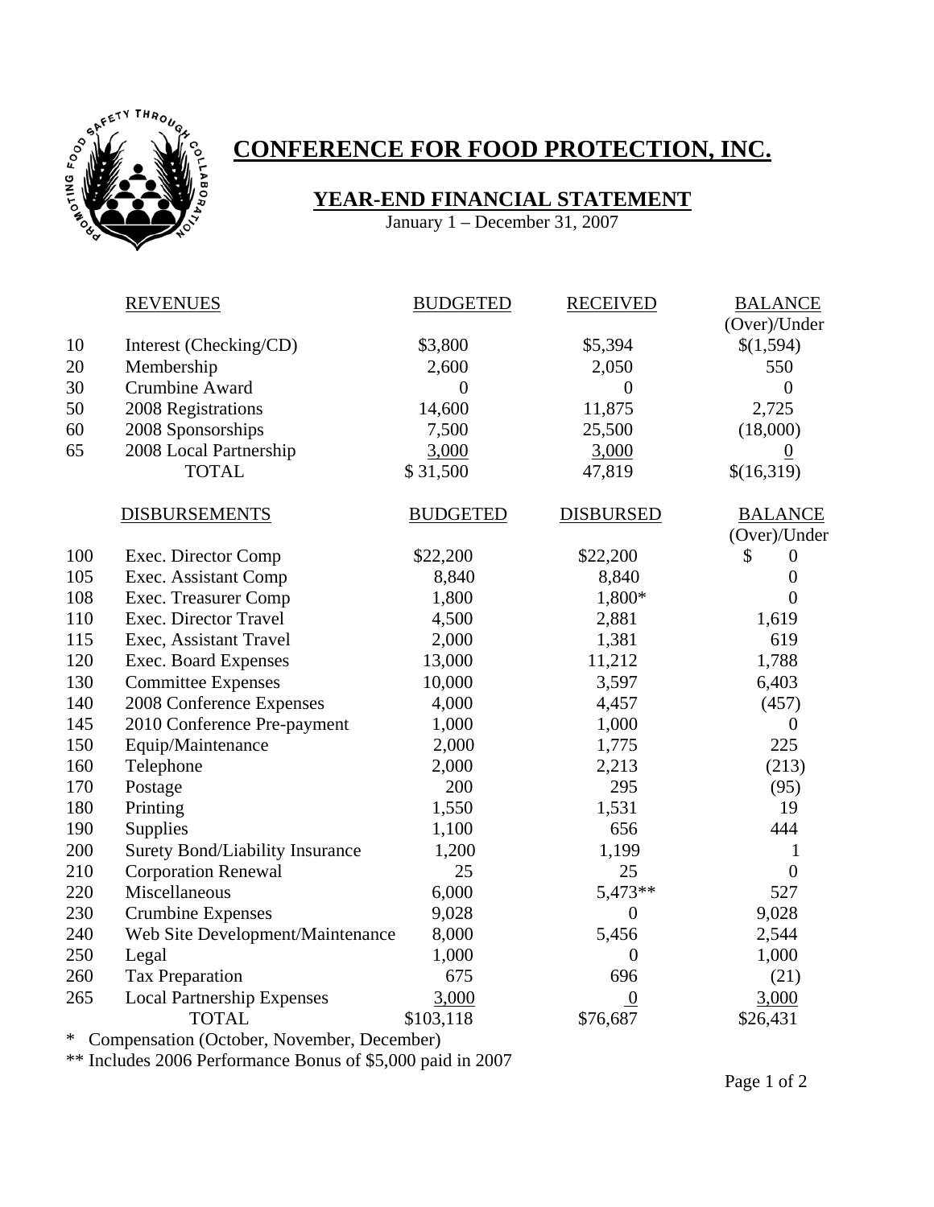# CONFERENCE FOR FOOD PROTECTION, INC.

## YEAR-END FINANCIAL STATEMENT

January 1 – December 31, 2007

| | REVENUES | BUDGETED | RECEIVED | BALANCE (Over)/Under |
|---|---|---|---|---|
| 10 | Interest (Checking/CD) | $3,800 | $5,394 | $(1,594) |
| 20 | Membership | 2,600 | 2,050 | 550 |
| 30 | Crumbine Award | 0 | 0 | 0 |
| 50 | 2008 Registrations | 14,600 | 11,875 | 2,725 |
| 60 | 2008 Sponsorships | 7,500 | 25,500 | (18,000) |
| 65 | 2008 Local Partnership | 3,000 | 3,000 | 0 |
| | TOTAL | $ 31,500 | 47,819 | $(16,319) |

| | DISBURSEMENTS | BUDGETED | DISBURSED | BALANCE (Over)/Under |
|---|---|---|---|---|
| 100 | Exec. Director Comp | $22,200 | $22,200 | $ 0 |
| 105 | Exec. Assistant Comp | 8,840 | 8,840 | 0 |
| 108 | Exec. Treasurer Comp | 1,800 | 1,800* | 0 |
| 110 | Exec. Director Travel | 4,500 | 2,881 | 1,619 |
| 115 | Exec, Assistant Travel | 2,000 | 1,381 | 619 |
| 120 | Exec. Board Expenses | 13,000 | 11,212 | 1,788 |
| 130 | Committee Expenses | 10,000 | 3,597 | 6,403 |
| 140 | 2008 Conference Expenses | 4,000 | 4,457 | (457) |
| 145 | 2010 Conference Pre-payment | 1,000 | 1,000 | 0 |
| 150 | Equip/Maintenance | 2,000 | 1,775 | 225 |
| 160 | Telephone | 2,000 | 2,213 | (213) |
| 170 | Postage | 200 | 295 | (95) |
| 180 | Printing | 1,550 | 1,531 | 19 |
| 190 | Supplies | 1,100 | 656 | 444 |
| 200 | Surety Bond/Liability Insurance | 1,200 | 1,199 | 1 |
| 210 | Corporation Renewal | 25 | 25 | 0 |
| 220 | Miscellaneous | 6,000 | 5,473** | 527 |
| 230 | Crumbine Expenses | 9,028 | 0 | 9,028 |
| 240 | Web Site Development/Maintenance | 8,000 | 5,456 | 2,544 |
| 250 | Legal | 1,000 | 0 | 1,000 |
| 260 | Tax Preparation | 675 | 696 | (21) |
| 265 | Local Partnership Expenses | 3,000 | 0 | 3,000 |
| | TOTAL | $103,118 | $76,687 | $26,431 |

\* Compensation (October, November, December)

\** Includes 2006 Performance Bonus of $5,000 paid in 2007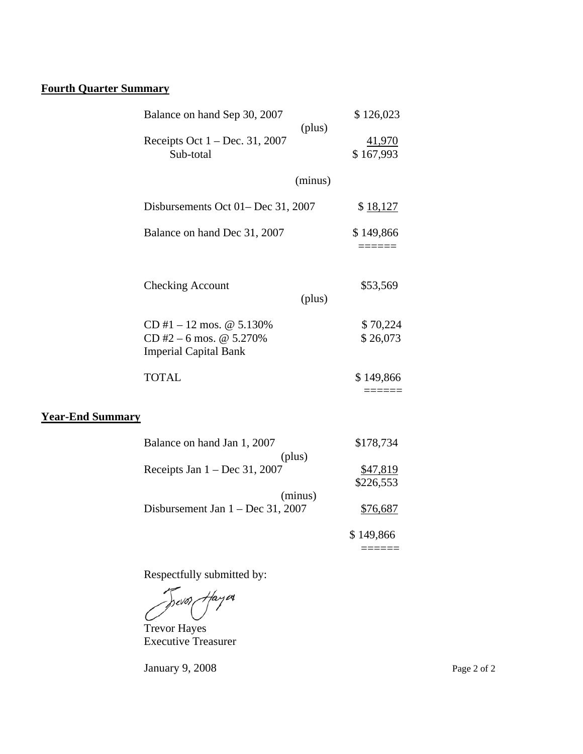**Fourth Quarter Summary**

| | | |
|---|---|---|
| Balance on hand Sep 30, 2007 | | $ 126,023 |
| | (plus) | |
| Receipts Oct 1 – Dec. 31, 2007 | | 41,970 |
| Sub-total | | $ 167,993 |
| | (minus) | |
| Disbursements Oct 01– Dec 31, 2007 | | $ 18,127 |
| Balance on hand Dec 31, 2007 | | $ 149,866 |
| | | ====== |

| | | |
|---|---|---|
| Checking Account | | $53,569 |
| | (plus) | |
| CD #1 – 12 mos. @ 5.130% | | $ 70,224 |
| CD #2 – 6 mos. @ 5.270% | | $ 26,073 |
| Imperial Capital Bank | | |
| TOTAL | | $ 149,866 |
| | | ====== |

**Year-End Summary**

| | | |
|---|---|---|
| Balance on hand Jan 1, 2007 | | $178,734 |
| | (plus) | |
| Receipts Jan 1 – Dec 31, 2007 | | $47,819 |
| | | $226,553 |
| | (minus) | |
| Disbursement Jan 1 – Dec 31, 2007 | | $76,687 |
| | | $ 149,866 |
| | | ====== |

Respectfully submitted by:

Trevor Hayes
Executive Treasurer

January 9, 2008